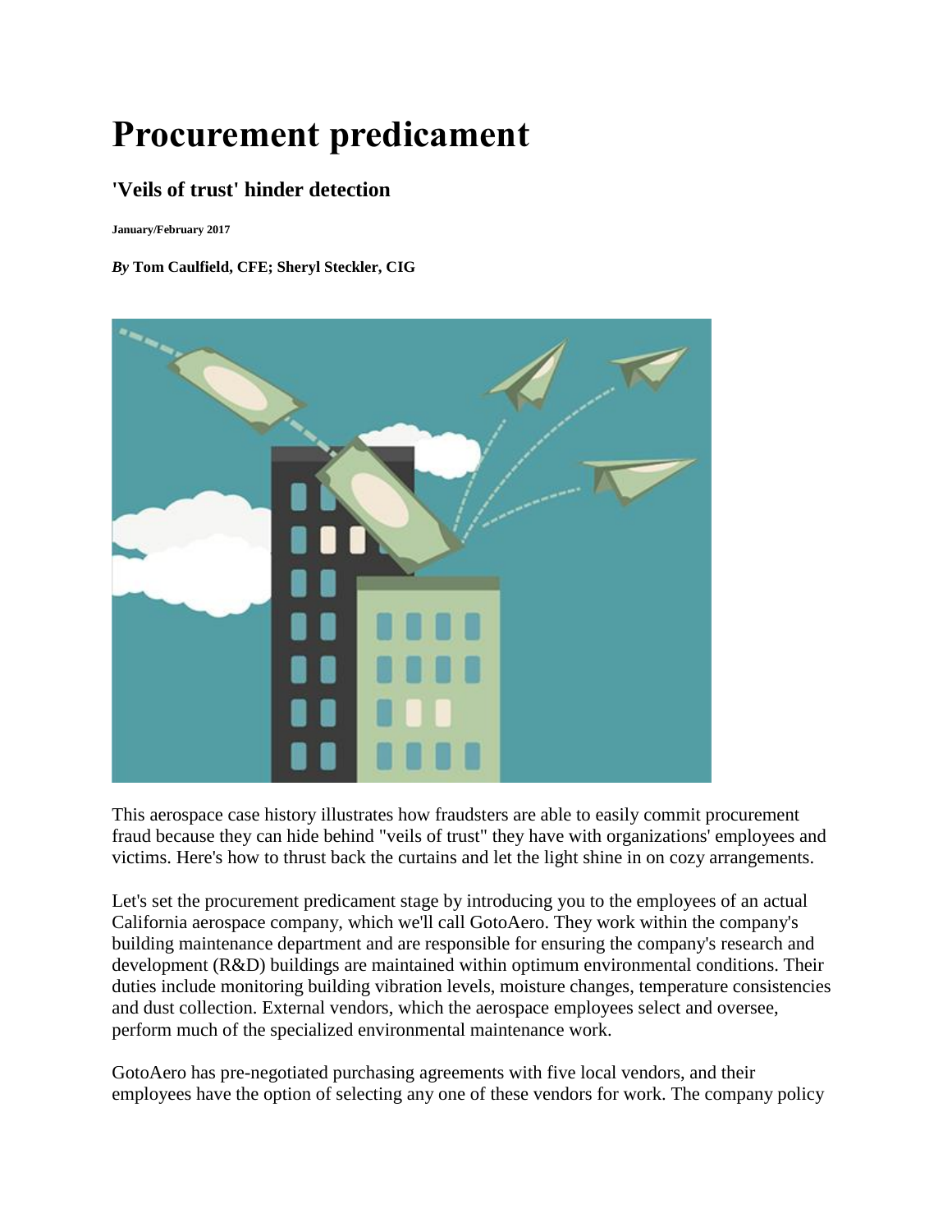# Procurement predicament

## 'Veils of trust' hinder detection

**January/February 2017**

***By* Tom Caulfield, CFE; Sheryl Steckler, CIG**

This aerospace case history illustrates how fraudsters are able to easily commit procurement fraud because they can hide behind "veils of trust" they have with organizations' employees and victims. Here's how to thrust back the curtains and let the light shine in on cozy arrangements.

Let's set the procurement predicament stage by introducing you to the employees of an actual California aerospace company, which we'll call GotoAero. They work within the company's building maintenance department and are responsible for ensuring the company's research and development (R&D) buildings are maintained within optimum environmental conditions. Their duties include monitoring building vibration levels, moisture changes, temperature consistencies and dust collection. External vendors, which the aerospace employees select and oversee, perform much of the specialized environmental maintenance work.

GotoAero has pre-negotiated purchasing agreements with five local vendors, and their employees have the option of selecting any one of these vendors for work. The company policy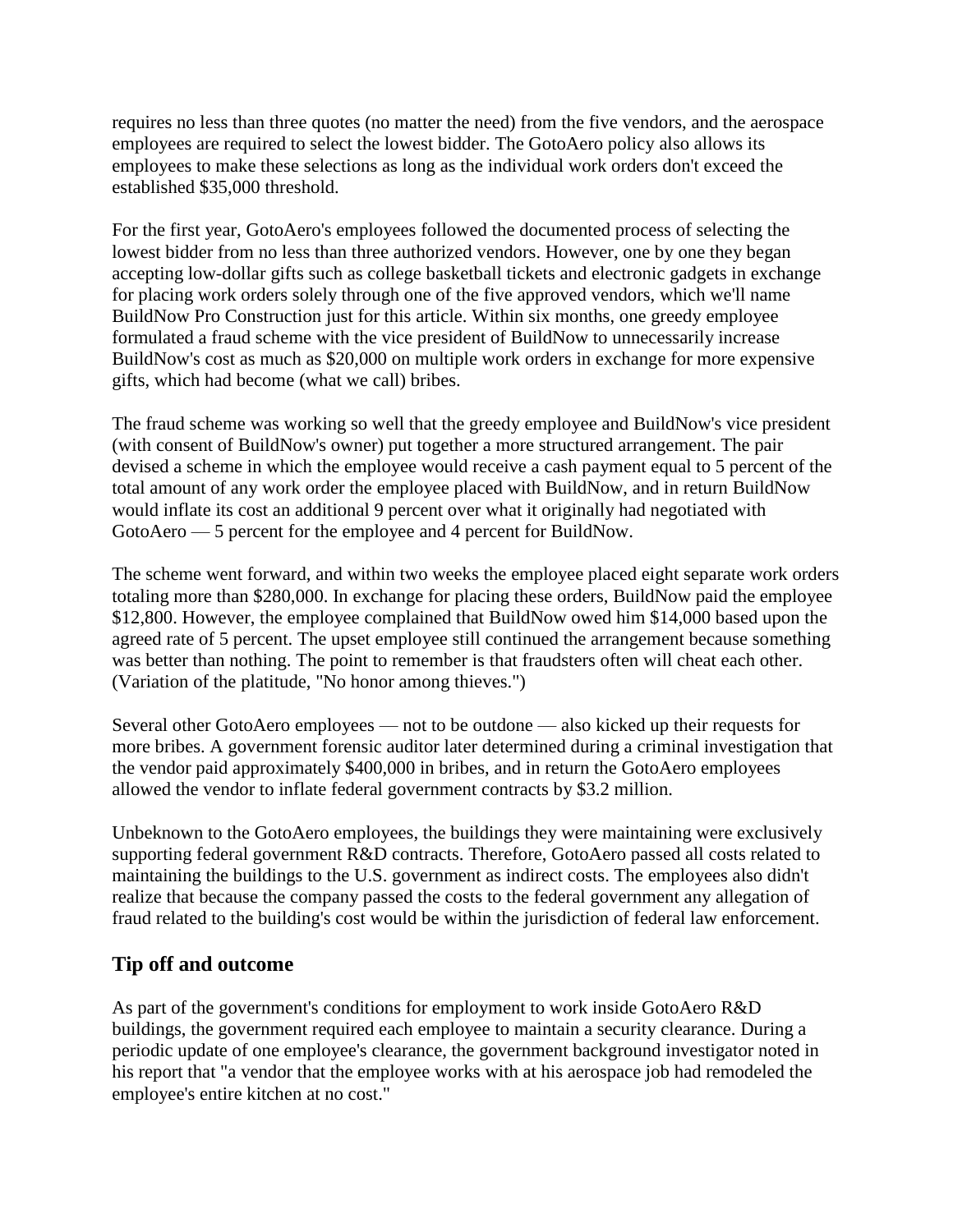requires no less than three quotes (no matter the need) from the five vendors, and the aerospace employees are required to select the lowest bidder. The GotoAero policy also allows its employees to make these selections as long as the individual work orders don't exceed the established $35,000 threshold.

For the first year, GotoAero's employees followed the documented process of selecting the lowest bidder from no less than three authorized vendors. However, one by one they began accepting low-dollar gifts such as college basketball tickets and electronic gadgets in exchange for placing work orders solely through one of the five approved vendors, which we'll name BuildNow Pro Construction just for this article. Within six months, one greedy employee formulated a fraud scheme with the vice president of BuildNow to unnecessarily increase BuildNow's cost as much as $20,000 on multiple work orders in exchange for more expensive gifts, which had become (what we call) bribes.

The fraud scheme was working so well that the greedy employee and BuildNow's vice president (with consent of BuildNow's owner) put together a more structured arrangement. The pair devised a scheme in which the employee would receive a cash payment equal to 5 percent of the total amount of any work order the employee placed with BuildNow, and in return BuildNow would inflate its cost an additional 9 percent over what it originally had negotiated with GotoAero — 5 percent for the employee and 4 percent for BuildNow.

The scheme went forward, and within two weeks the employee placed eight separate work orders totaling more than $280,000. In exchange for placing these orders, BuildNow paid the employee $12,800. However, the employee complained that BuildNow owed him $14,000 based upon the agreed rate of 5 percent. The upset employee still continued the arrangement because something was better than nothing. The point to remember is that fraudsters often will cheat each other. (Variation of the platitude, "No honor among thieves.")

Several other GotoAero employees — not to be outdone — also kicked up their requests for more bribes. A government forensic auditor later determined during a criminal investigation that the vendor paid approximately $400,000 in bribes, and in return the GotoAero employees allowed the vendor to inflate federal government contracts by $3.2 million.

Unbeknown to the GotoAero employees, the buildings they were maintaining were exclusively supporting federal government R&D contracts. Therefore, GotoAero passed all costs related to maintaining the buildings to the U.S. government as indirect costs. The employees also didn't realize that because the company passed the costs to the federal government any allegation of fraud related to the building's cost would be within the jurisdiction of federal law enforcement.

## Tip off and outcome

As part of the government's conditions for employment to work inside GotoAero R&D buildings, the government required each employee to maintain a security clearance. During a periodic update of one employee's clearance, the government background investigator noted in his report that "a vendor that the employee works with at his aerospace job had remodeled the employee's entire kitchen at no cost."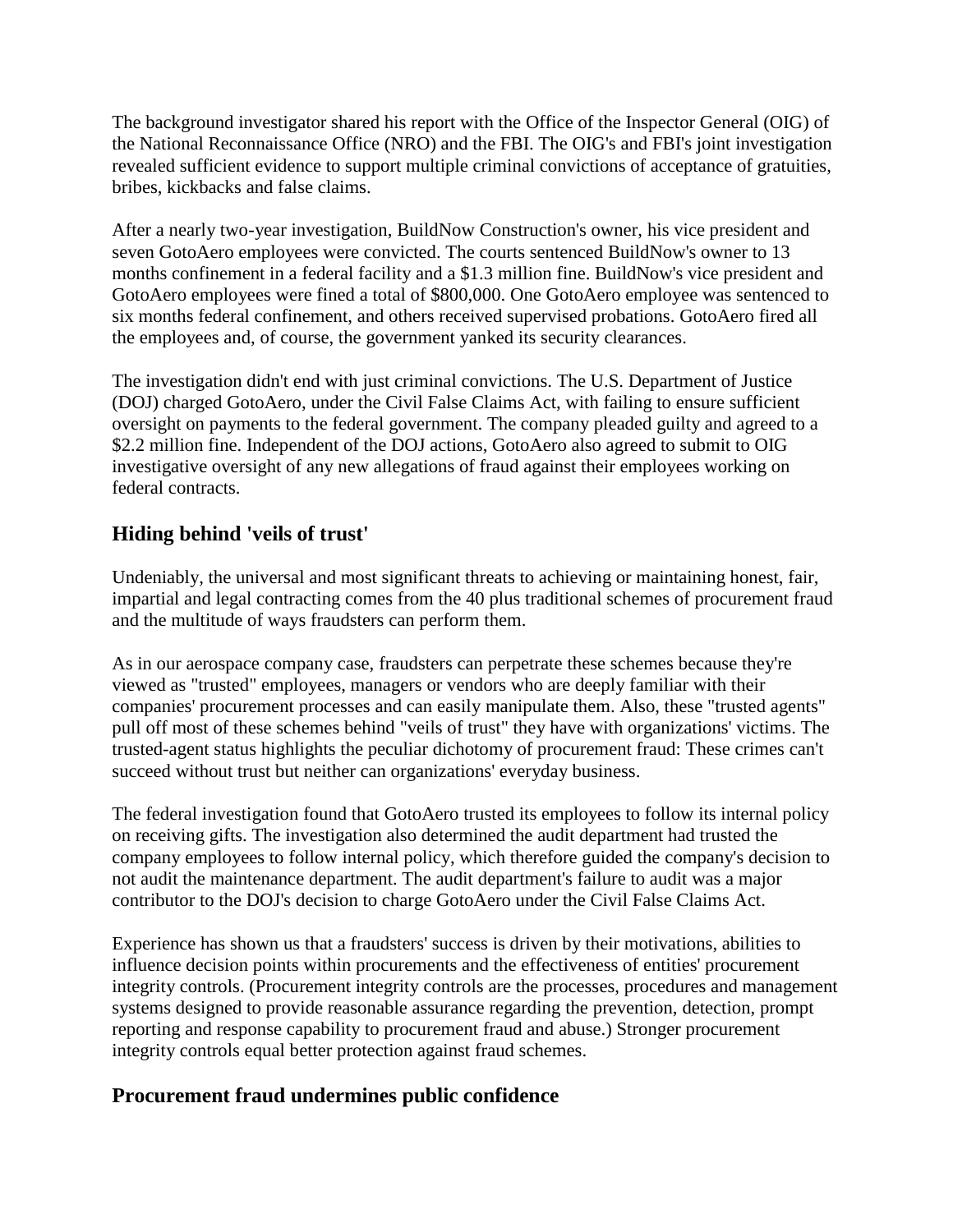The background investigator shared his report with the Office of the Inspector General (OIG) of the National Reconnaissance Office (NRO) and the FBI. The OIG's and FBI's joint investigation revealed sufficient evidence to support multiple criminal convictions of acceptance of gratuities, bribes, kickbacks and false claims.

After a nearly two-year investigation, BuildNow Construction's owner, his vice president and seven GotoAero employees were convicted. The courts sentenced BuildNow's owner to 13 months confinement in a federal facility and a $1.3 million fine. BuildNow's vice president and GotoAero employees were fined a total of $800,000. One GotoAero employee was sentenced to six months federal confinement, and others received supervised probations. GotoAero fired all the employees and, of course, the government yanked its security clearances.

The investigation didn't end with just criminal convictions. The U.S. Department of Justice (DOJ) charged GotoAero, under the Civil False Claims Act, with failing to ensure sufficient oversight on payments to the federal government. The company pleaded guilty and agreed to a $2.2 million fine. Independent of the DOJ actions, GotoAero also agreed to submit to OIG investigative oversight of any new allegations of fraud against their employees working on federal contracts.

## Hiding behind 'veils of trust'

Undeniably, the universal and most significant threats to achieving or maintaining honest, fair, impartial and legal contracting comes from the 40 plus traditional schemes of procurement fraud and the multitude of ways fraudsters can perform them.

As in our aerospace company case, fraudsters can perpetrate these schemes because they're viewed as "trusted" employees, managers or vendors who are deeply familiar with their companies' procurement processes and can easily manipulate them. Also, these "trusted agents" pull off most of these schemes behind "veils of trust" they have with organizations' victims. The trusted-agent status highlights the peculiar dichotomy of procurement fraud: These crimes can't succeed without trust but neither can organizations' everyday business.

The federal investigation found that GotoAero trusted its employees to follow its internal policy on receiving gifts. The investigation also determined the audit department had trusted the company employees to follow internal policy, which therefore guided the company's decision to not audit the maintenance department. The audit department's failure to audit was a major contributor to the DOJ's decision to charge GotoAero under the Civil False Claims Act.

Experience has shown us that a fraudsters' success is driven by their motivations, abilities to influence decision points within procurements and the effectiveness of entities' procurement integrity controls. (Procurement integrity controls are the processes, procedures and management systems designed to provide reasonable assurance regarding the prevention, detection, prompt reporting and response capability to procurement fraud and abuse.) Stronger procurement integrity controls equal better protection against fraud schemes.

## Procurement fraud undermines public confidence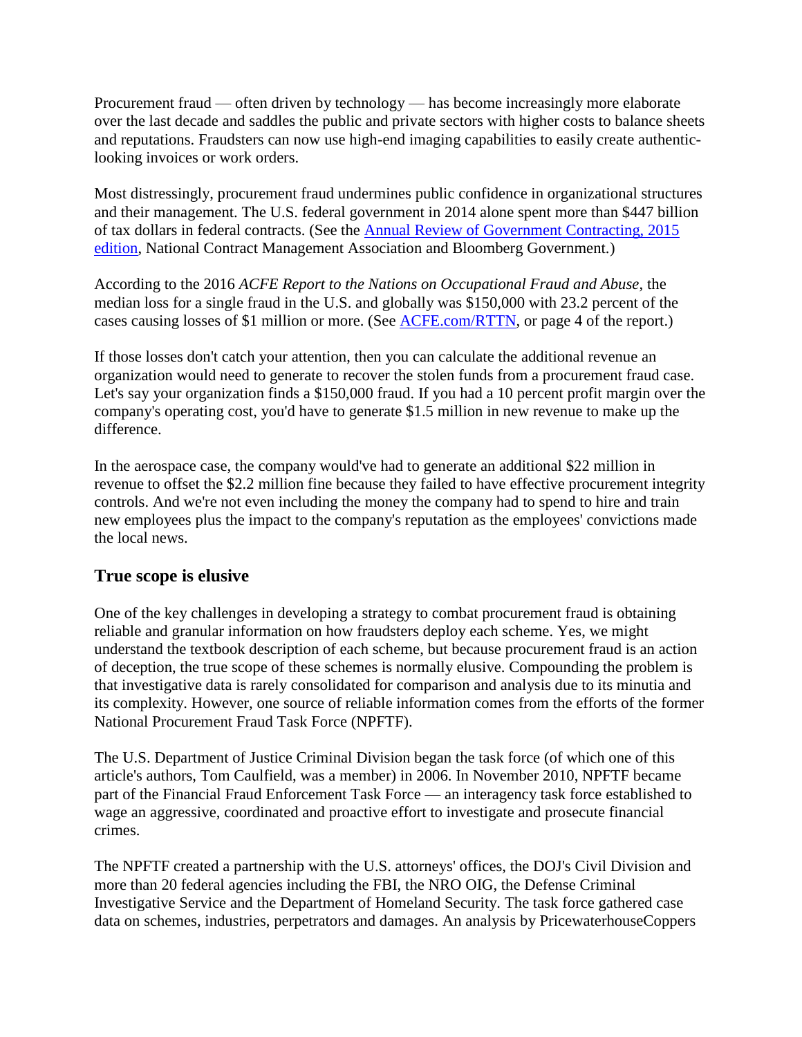Procurement fraud — often driven by technology — has become increasingly more elaborate over the last decade and saddles the public and private sectors with higher costs to balance sheets and reputations. Fraudsters can now use high-end imaging capabilities to easily create authentic-looking invoices or work orders.

Most distressingly, procurement fraud undermines public confidence in organizational structures and their management. The U.S. federal government in 2014 alone spent more than $447 billion of tax dollars in federal contracts. (See the [Annual Review of Government Contracting, 2015 edition](), National Contract Management Association and Bloomberg Government.)

According to the 2016 *ACFE Report to the Nations on Occupational Fraud and Abuse*, the median loss for a single fraud in the U.S. and globally was $150,000 with 23.2 percent of the cases causing losses of $1 million or more. (See [ACFE.com/RTTN](), or page 4 of the report.)

If those losses don't catch your attention, then you can calculate the additional revenue an organization would need to generate to recover the stolen funds from a procurement fraud case. Let's say your organization finds a $150,000 fraud. If you had a 10 percent profit margin over the company's operating cost, you'd have to generate $1.5 million in new revenue to make up the difference.

In the aerospace case, the company would've had to generate an additional $22 million in revenue to offset the $2.2 million fine because they failed to have effective procurement integrity controls. And we're not even including the money the company had to spend to hire and train new employees plus the impact to the company's reputation as the employees' convictions made the local news.

## True scope is elusive

One of the key challenges in developing a strategy to combat procurement fraud is obtaining reliable and granular information on how fraudsters deploy each scheme. Yes, we might understand the textbook description of each scheme, but because procurement fraud is an action of deception, the true scope of these schemes is normally elusive. Compounding the problem is that investigative data is rarely consolidated for comparison and analysis due to its minutia and its complexity. However, one source of reliable information comes from the efforts of the former National Procurement Fraud Task Force (NPFTF).

The U.S. Department of Justice Criminal Division began the task force (of which one of this article's authors, Tom Caulfield, was a member) in 2006. In November 2010, NPFTF became part of the Financial Fraud Enforcement Task Force — an interagency task force established to wage an aggressive, coordinated and proactive effort to investigate and prosecute financial crimes.

The NPFTF created a partnership with the U.S. attorneys' offices, the DOJ's Civil Division and more than 20 federal agencies including the FBI, the NRO OIG, the Defense Criminal Investigative Service and the Department of Homeland Security. The task force gathered case data on schemes, industries, perpetrators and damages. An analysis by PricewaterhouseCoppers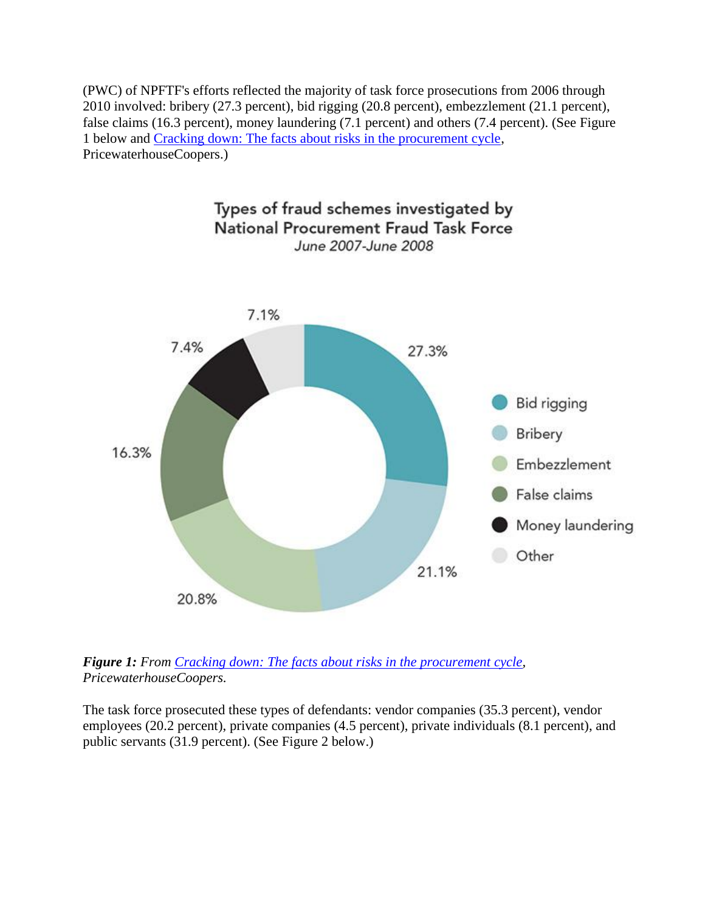(PWC) of NPFTF's efforts reflected the majority of task force prosecutions from 2006 through 2010 involved: bribery (27.3 percent), bid rigging (20.8 percent), embezzlement (21.1 percent), false claims (16.3 percent), money laundering (7.1 percent) and others (7.4 percent). (See Figure 1 below and [Cracking down: The facts about risks in the procurement cycle](), PricewaterhouseCoopers.)

Types of fraud schemes investigated by National Procurement Fraud Task Force
*June 2007-June 2008*

| Category | Percentage |
| --- | --- |
| Bid rigging | 27.3% |
| Bribery | 21.1% |
| Embezzlement | 20.8% |
| False claims | 16.3% |
| Money laundering | 7.4% |
| Other | 7.1% |

***Figure 1:*** *From [Cracking down: The facts about risks in the procurement cycle](), PricewaterhouseCoopers.*

The task force prosecuted these types of defendants: vendor companies (35.3 percent), vendor employees (20.2 percent), private companies (4.5 percent), private individuals (8.1 percent), and public servants (31.9 percent). (See Figure 2 below.)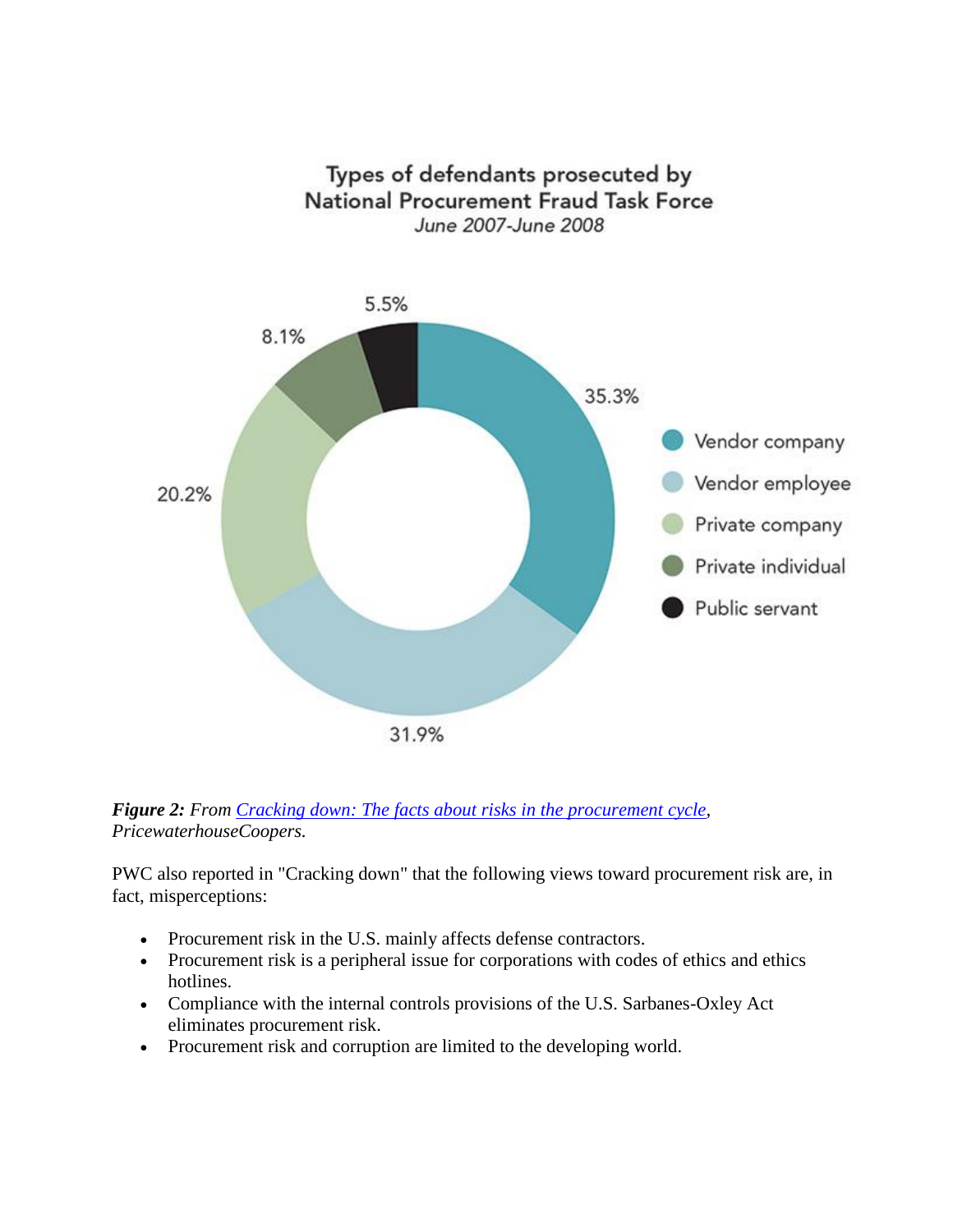Types of defendants prosecuted by National Procurement Fraud Task Force
*June 2007-June 2008*

| Type of defendant | Percentage |
|---|---|
| Vendor company | 35.3% |
| Vendor employee | 31.9% |
| Private company | 20.2% |
| Private individual | 8.1% |
| Public servant | 5.5% |

***Figure 2:*** *From [Cracking down: The facts about risks in the procurement cycle](), PricewaterhouseCoopers.*

PWC also reported in "Cracking down" that the following views toward procurement risk are, in fact, misperceptions:

- Procurement risk in the U.S. mainly affects defense contractors.
- Procurement risk is a peripheral issue for corporations with codes of ethics and ethics hotlines.
- Compliance with the internal controls provisions of the U.S. Sarbanes-Oxley Act eliminates procurement risk.
- Procurement risk and corruption are limited to the developing world.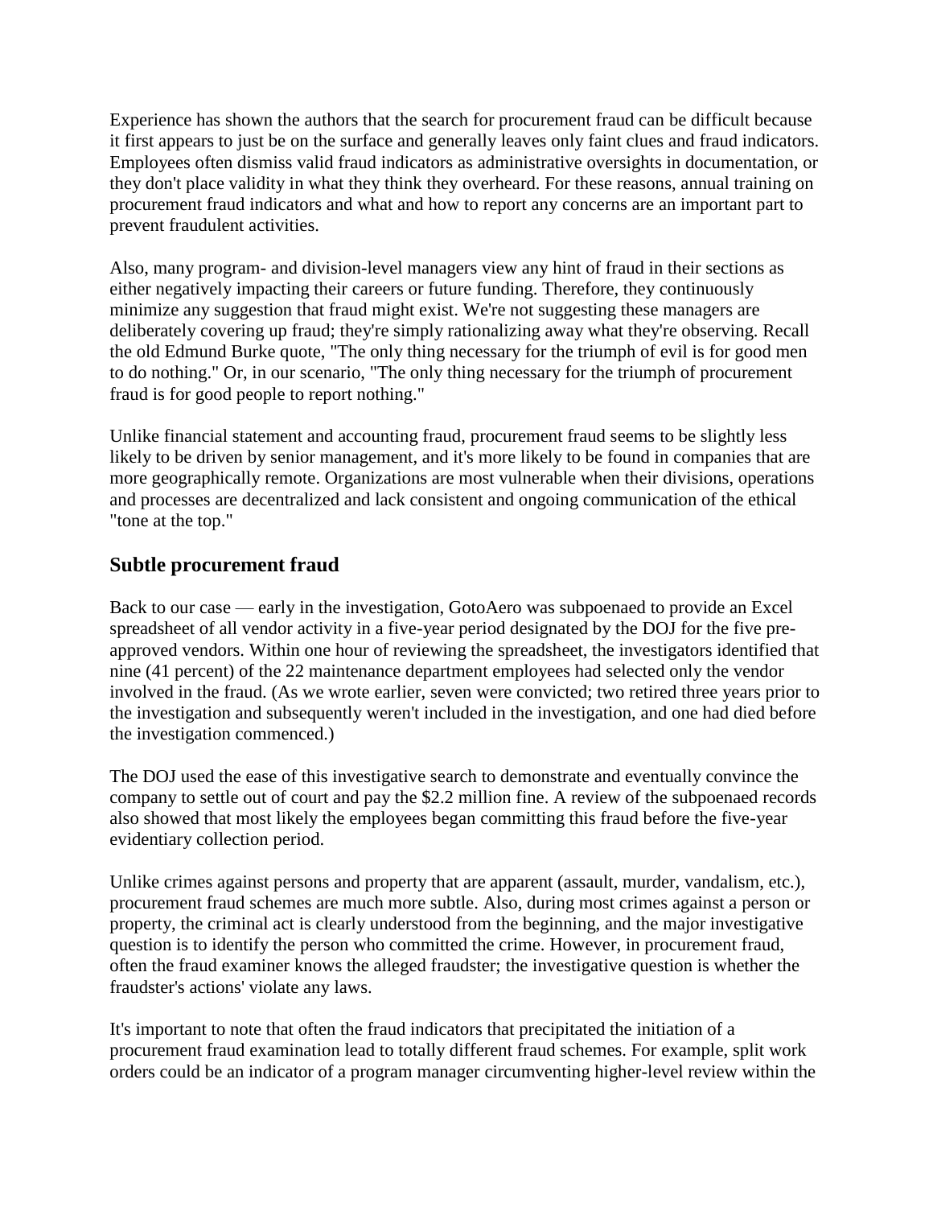Experience has shown the authors that the search for procurement fraud can be difficult because it first appears to just be on the surface and generally leaves only faint clues and fraud indicators. Employees often dismiss valid fraud indicators as administrative oversights in documentation, or they don't place validity in what they think they overheard. For these reasons, annual training on procurement fraud indicators and what and how to report any concerns are an important part to prevent fraudulent activities.

Also, many program- and division-level managers view any hint of fraud in their sections as either negatively impacting their careers or future funding. Therefore, they continuously minimize any suggestion that fraud might exist. We're not suggesting these managers are deliberately covering up fraud; they're simply rationalizing away what they're observing. Recall the old Edmund Burke quote, "The only thing necessary for the triumph of evil is for good men to do nothing." Or, in our scenario, "The only thing necessary for the triumph of procurement fraud is for good people to report nothing."

Unlike financial statement and accounting fraud, procurement fraud seems to be slightly less likely to be driven by senior management, and it's more likely to be found in companies that are more geographically remote. Organizations are most vulnerable when their divisions, operations and processes are decentralized and lack consistent and ongoing communication of the ethical "tone at the top."

## Subtle procurement fraud

Back to our case — early in the investigation, GotoAero was subpoenaed to provide an Excel spreadsheet of all vendor activity in a five-year period designated by the DOJ for the five pre-approved vendors. Within one hour of reviewing the spreadsheet, the investigators identified that nine (41 percent) of the 22 maintenance department employees had selected only the vendor involved in the fraud. (As we wrote earlier, seven were convicted; two retired three years prior to the investigation and subsequently weren't included in the investigation, and one had died before the investigation commenced.)

The DOJ used the ease of this investigative search to demonstrate and eventually convince the company to settle out of court and pay the $2.2 million fine. A review of the subpoenaed records also showed that most likely the employees began committing this fraud before the five-year evidentiary collection period.

Unlike crimes against persons and property that are apparent (assault, murder, vandalism, etc.), procurement fraud schemes are much more subtle. Also, during most crimes against a person or property, the criminal act is clearly understood from the beginning, and the major investigative question is to identify the person who committed the crime. However, in procurement fraud, often the fraud examiner knows the alleged fraudster; the investigative question is whether the fraudster's actions' violate any laws.

It's important to note that often the fraud indicators that precipitated the initiation of a procurement fraud examination lead to totally different fraud schemes. For example, split work orders could be an indicator of a program manager circumventing higher-level review within the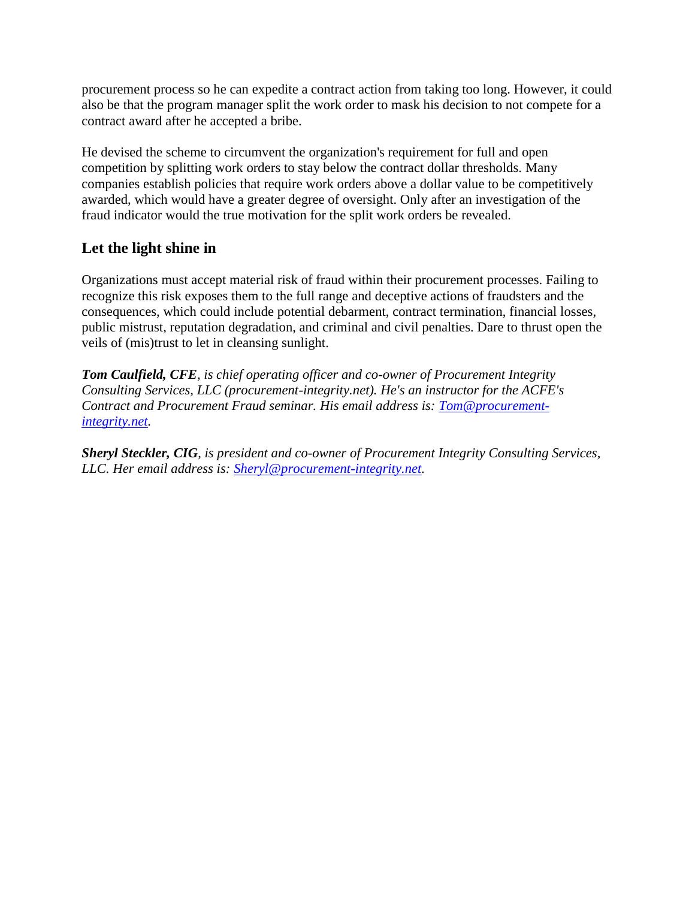procurement process so he can expedite a contract action from taking too long. However, it could also be that the program manager split the work order to mask his decision to not compete for a contract award after he accepted a bribe.

He devised the scheme to circumvent the organization's requirement for full and open competition by splitting work orders to stay below the contract dollar thresholds. Many companies establish policies that require work orders above a dollar value to be competitively awarded, which would have a greater degree of oversight. Only after an investigation of the fraud indicator would the true motivation for the split work orders be revealed.

## Let the light shine in

Organizations must accept material risk of fraud within their procurement processes. Failing to recognize this risk exposes them to the full range and deceptive actions of fraudsters and the consequences, which could include potential debarment, contract termination, financial losses, public mistrust, reputation degradation, and criminal and civil penalties. Dare to thrust open the veils of (mis)trust to let in cleansing sunlight.

***Tom Caulfield, CFE**, is chief operating officer and co-owner of Procurement Integrity Consulting Services, LLC (procurement-integrity.net). He's an instructor for the ACFE's Contract and Procurement Fraud seminar. His email address is: [Tom@procurement-integrity.net](mailto:Tom@procurement-integrity.net).*

***Sheryl Steckler, CIG**, is president and co-owner of Procurement Integrity Consulting Services, LLC. Her email address is: [Sheryl@procurement-integrity.net](mailto:Sheryl@procurement-integrity.net).*